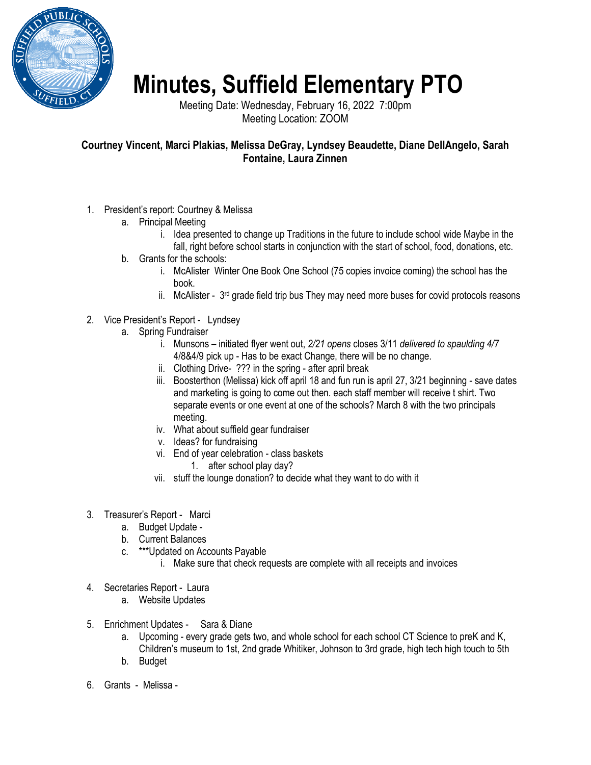# Minutes, Suffield Elementary PTO

Meeting Date: Wednesday, February 16, 2022 7:00pm
Meeting Location: ZOOM

**Courtney Vincent, Marci Plakias, Melissa DeGray, Lyndsey Beaudette, Diane DellAngelo, Sarah Fontaine, Laura Zinnen**

1. President's report: Courtney & Melissa
   a. Principal Meeting
      i. Idea presented to change up Traditions in the future to include school wide Maybe in the fall, right before school starts in conjunction with the start of school, food, donations, etc.
   b. Grants for the schools:
      i. McAlister Winter One Book One School (75 copies invoice coming) the school has the book.
      ii. McAlister - 3rd grade field trip bus They may need more buses for covid protocols reasons

2. Vice President's Report - Lyndsey
   a. Spring Fundraiser
      i. Munsons – initiated flyer went out, *2/21 opens* closes 3/11 *delivered to spaulding 4/7* 4/8&4/9 pick up - Has to be exact Change, there will be no change.
      ii. Clothing Drive- ??? in the spring - after april break
      iii. Boosterthon (Melissa) kick off april 18 and fun run is april 27, 3/21 beginning - save dates and marketing is going to come out then. each staff member will receive t shirt. Two separate events or one event at one of the schools? March 8 with the two principals meeting.
      iv. What about suffield gear fundraiser
      v. Ideas? for fundraising
      vi. End of year celebration - class baskets
         1. after school play day?
      vii. stuff the lounge donation? to decide what they want to do with it

3. Treasurer's Report - Marci
   a. Budget Update -
   b. Current Balances
   c. ***Updated on Accounts Payable
      i. Make sure that check requests are complete with all receipts and invoices

4. Secretaries Report - Laura
   a. Website Updates

5. Enrichment Updates - Sara & Diane
   a. Upcoming - every grade gets two, and whole school for each school CT Science to preK and K, Children's museum to 1st, 2nd grade Whitiker, Johnson to 3rd grade, high tech high touch to 5th
   b. Budget

6. Grants - Melissa -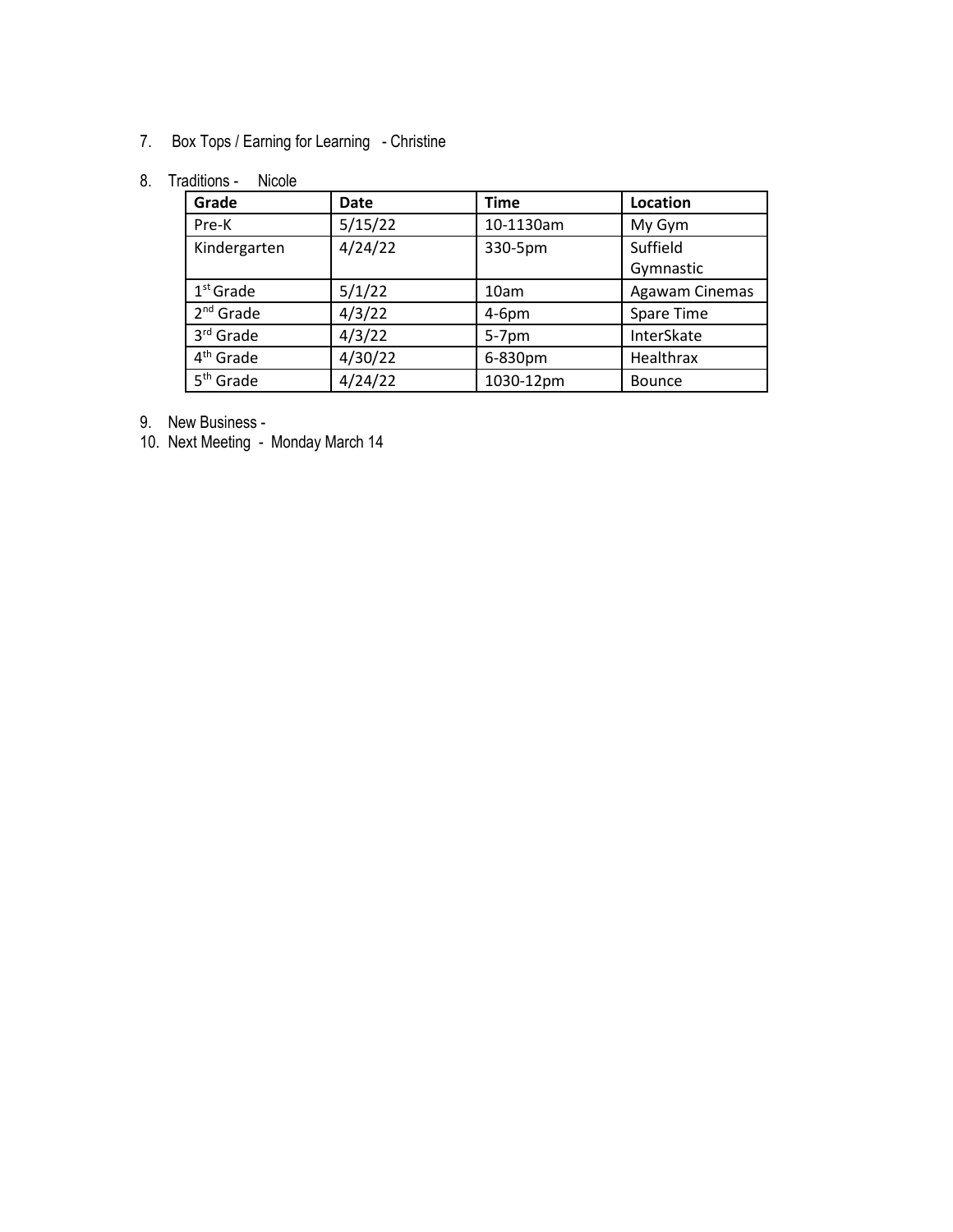7. Box Tops / Earning for Learning - Christine

8. Traditions - Nicole

| Grade | Date | Time | Location |
|---|---|---|---|
| Pre-K | 5/15/22 | 10-1130am | My Gym |
| Kindergarten | 4/24/22 | 330-5pm | Suffield Gymnastic |
| 1st Grade | 5/1/22 | 10am | Agawam Cinemas |
| 2nd Grade | 4/3/22 | 4-6pm | Spare Time |
| 3rd Grade | 4/3/22 | 5-7pm | InterSkate |
| 4th Grade | 4/30/22 | 6-830pm | Healthrax |
| 5th Grade | 4/24/22 | 1030-12pm | Bounce |

9. New Business -
10. Next Meeting - Monday March 14